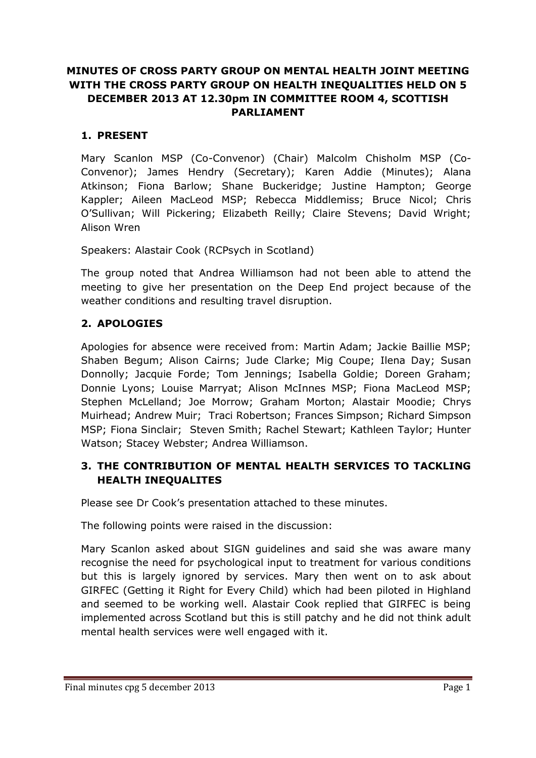# MINUTES OF CROSS PARTY GROUP ON MENTAL HEALTH JOINT MEETING WITH THE CROSS PARTY GROUP ON HEALTH INEQUALITIES HELD ON 5 DECEMBER 2013 AT 12.30pm IN COMMITTEE ROOM 4, SCOTTISH PARLIAMENT

## 1. PRESENT

Mary Scanlon MSP (Co-Convenor) (Chair) Malcolm Chisholm MSP (Co-Convenor); James Hendry (Secretary); Karen Addie (Minutes); Alana Atkinson; Fiona Barlow; Shane Buckeridge; Justine Hampton; George Kappler; Aileen MacLeod MSP; Rebecca Middlemiss; Bruce Nicol; Chris O'Sullivan; Will Pickering; Elizabeth Reilly; Claire Stevens; David Wright; Alison Wren

Speakers: Alastair Cook (RCPsych in Scotland)

The group noted that Andrea Williamson had not been able to attend the meeting to give her presentation on the Deep End project because of the weather conditions and resulting travel disruption.

## 2. APOLOGIES

Apologies for absence were received from: Martin Adam; Jackie Baillie MSP; Shaben Begum; Alison Cairns; Jude Clarke; Mig Coupe; Ilena Day; Susan Donnolly; Jacquie Forde; Tom Jennings; Isabella Goldie; Doreen Graham; Donnie Lyons; Louise Marryat; Alison McInnes MSP; Fiona MacLeod MSP; Stephen McLelland; Joe Morrow; Graham Morton; Alastair Moodie; Chrys Muirhead; Andrew Muir; Traci Robertson; Frances Simpson; Richard Simpson MSP; Fiona Sinclair; Steven Smith; Rachel Stewart; Kathleen Taylor; Hunter Watson; Stacey Webster; Andrea Williamson.

## 3. THE CONTRIBUTION OF MENTAL HEALTH SERVICES TO TACKLING HEALTH INEQUALITES

Please see Dr Cook's presentation attached to these minutes.

The following points were raised in the discussion:

Mary Scanlon asked about SIGN guidelines and said she was aware many recognise the need for psychological input to treatment for various conditions but this is largely ignored by services. Mary then went on to ask about GIRFEC (Getting it Right for Every Child) which had been piloted in Highland and seemed to be working well. Alastair Cook replied that GIRFEC is being implemented across Scotland but this is still patchy and he did not think adult mental health services were well engaged with it.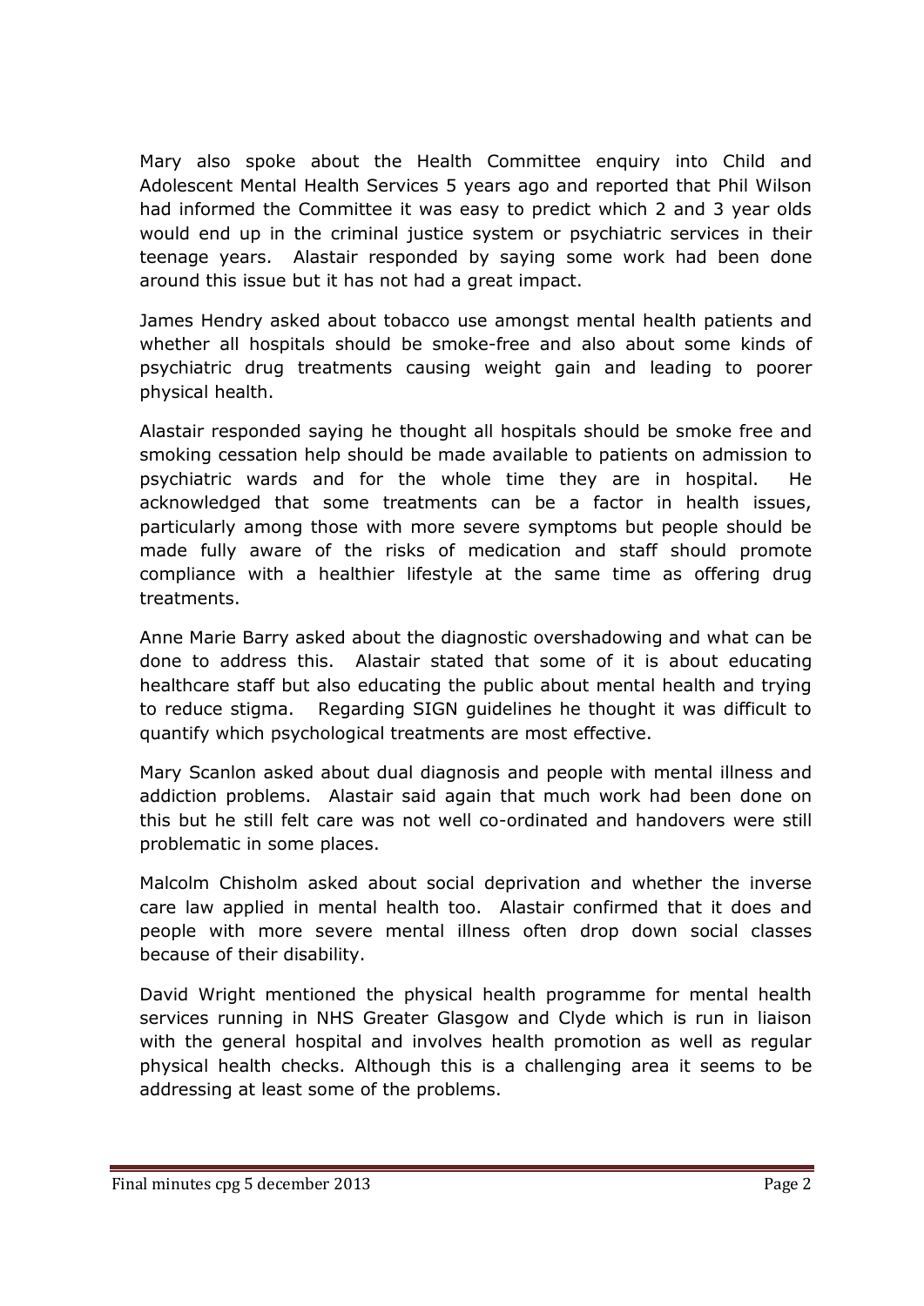Mary also spoke about the Health Committee enquiry into Child and Adolescent Mental Health Services 5 years ago and reported that Phil Wilson had informed the Committee it was easy to predict which 2 and 3 year olds would end up in the criminal justice system or psychiatric services in their teenage years. Alastair responded by saying some work had been done around this issue but it has not had a great impact.

James Hendry asked about tobacco use amongst mental health patients and whether all hospitals should be smoke-free and also about some kinds of psychiatric drug treatments causing weight gain and leading to poorer physical health.

Alastair responded saying he thought all hospitals should be smoke free and smoking cessation help should be made available to patients on admission to psychiatric wards and for the whole time they are in hospital. He acknowledged that some treatments can be a factor in health issues, particularly among those with more severe symptoms but people should be made fully aware of the risks of medication and staff should promote compliance with a healthier lifestyle at the same time as offering drug treatments.

Anne Marie Barry asked about the diagnostic overshadowing and what can be done to address this. Alastair stated that some of it is about educating healthcare staff but also educating the public about mental health and trying to reduce stigma. Regarding SIGN guidelines he thought it was difficult to quantify which psychological treatments are most effective.

Mary Scanlon asked about dual diagnosis and people with mental illness and addiction problems. Alastair said again that much work had been done on this but he still felt care was not well co-ordinated and handovers were still problematic in some places.

Malcolm Chisholm asked about social deprivation and whether the inverse care law applied in mental health too. Alastair confirmed that it does and people with more severe mental illness often drop down social classes because of their disability.

David Wright mentioned the physical health programme for mental health services running in NHS Greater Glasgow and Clyde which is run in liaison with the general hospital and involves health promotion as well as regular physical health checks. Although this is a challenging area it seems to be addressing at least some of the problems.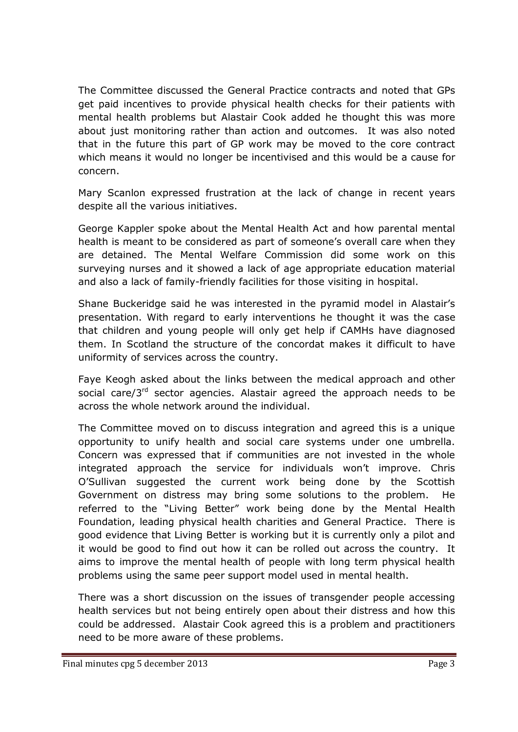The Committee discussed the General Practice contracts and noted that GPs get paid incentives to provide physical health checks for their patients with mental health problems but Alastair Cook added he thought this was more about just monitoring rather than action and outcomes. It was also noted that in the future this part of GP work may be moved to the core contract which means it would no longer be incentivised and this would be a cause for concern.

Mary Scanlon expressed frustration at the lack of change in recent years despite all the various initiatives.

George Kappler spoke about the Mental Health Act and how parental mental health is meant to be considered as part of someone's overall care when they are detained. The Mental Welfare Commission did some work on this surveying nurses and it showed a lack of age appropriate education material and also a lack of family-friendly facilities for those visiting in hospital.

Shane Buckeridge said he was interested in the pyramid model in Alastair's presentation. With regard to early interventions he thought it was the case that children and young people will only get help if CAMHs have diagnosed them. In Scotland the structure of the concordat makes it difficult to have uniformity of services across the country.

Faye Keogh asked about the links between the medical approach and other social care/3rd sector agencies. Alastair agreed the approach needs to be across the whole network around the individual.

The Committee moved on to discuss integration and agreed this is a unique opportunity to unify health and social care systems under one umbrella. Concern was expressed that if communities are not invested in the whole integrated approach the service for individuals won't improve. Chris O'Sullivan suggested the current work being done by the Scottish Government on distress may bring some solutions to the problem. He referred to the "Living Better" work being done by the Mental Health Foundation, leading physical health charities and General Practice. There is good evidence that Living Better is working but it is currently only a pilot and it would be good to find out how it can be rolled out across the country. It aims to improve the mental health of people with long term physical health problems using the same peer support model used in mental health.

There was a short discussion on the issues of transgender people accessing health services but not being entirely open about their distress and how this could be addressed. Alastair Cook agreed this is a problem and practitioners need to be more aware of these problems.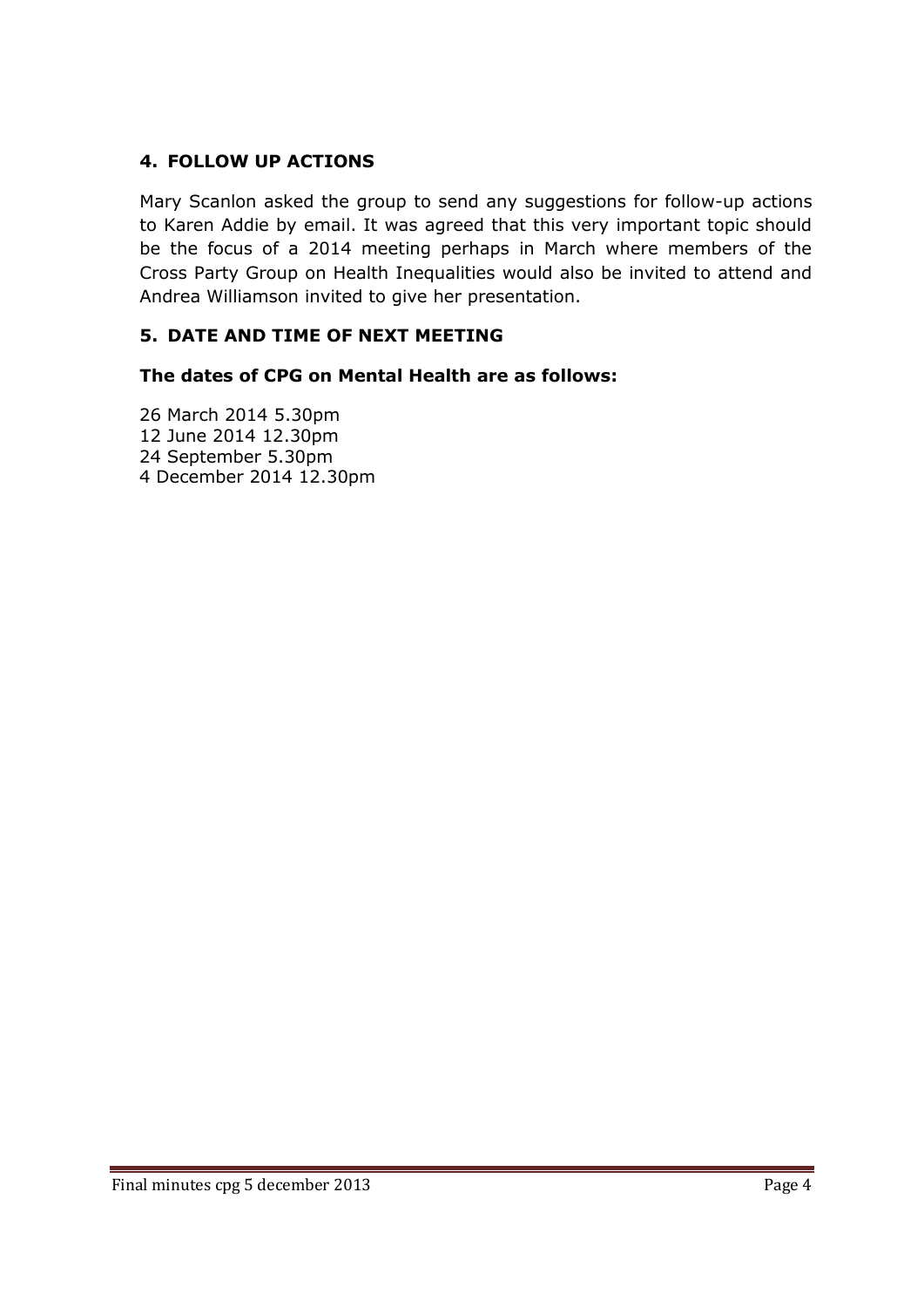## 4. FOLLOW UP ACTIONS

Mary Scanlon asked the group to send any suggestions for follow-up actions to Karen Addie by email. It was agreed that this very important topic should be the focus of a 2014 meeting perhaps in March where members of the Cross Party Group on Health Inequalities would also be invited to attend and Andrea Williamson invited to give her presentation.

## 5. DATE AND TIME OF NEXT MEETING

**The dates of CPG on Mental Health are as follows:**

26 March 2014 5.30pm
12 June 2014 12.30pm
24 September 5.30pm
4 December 2014 12.30pm